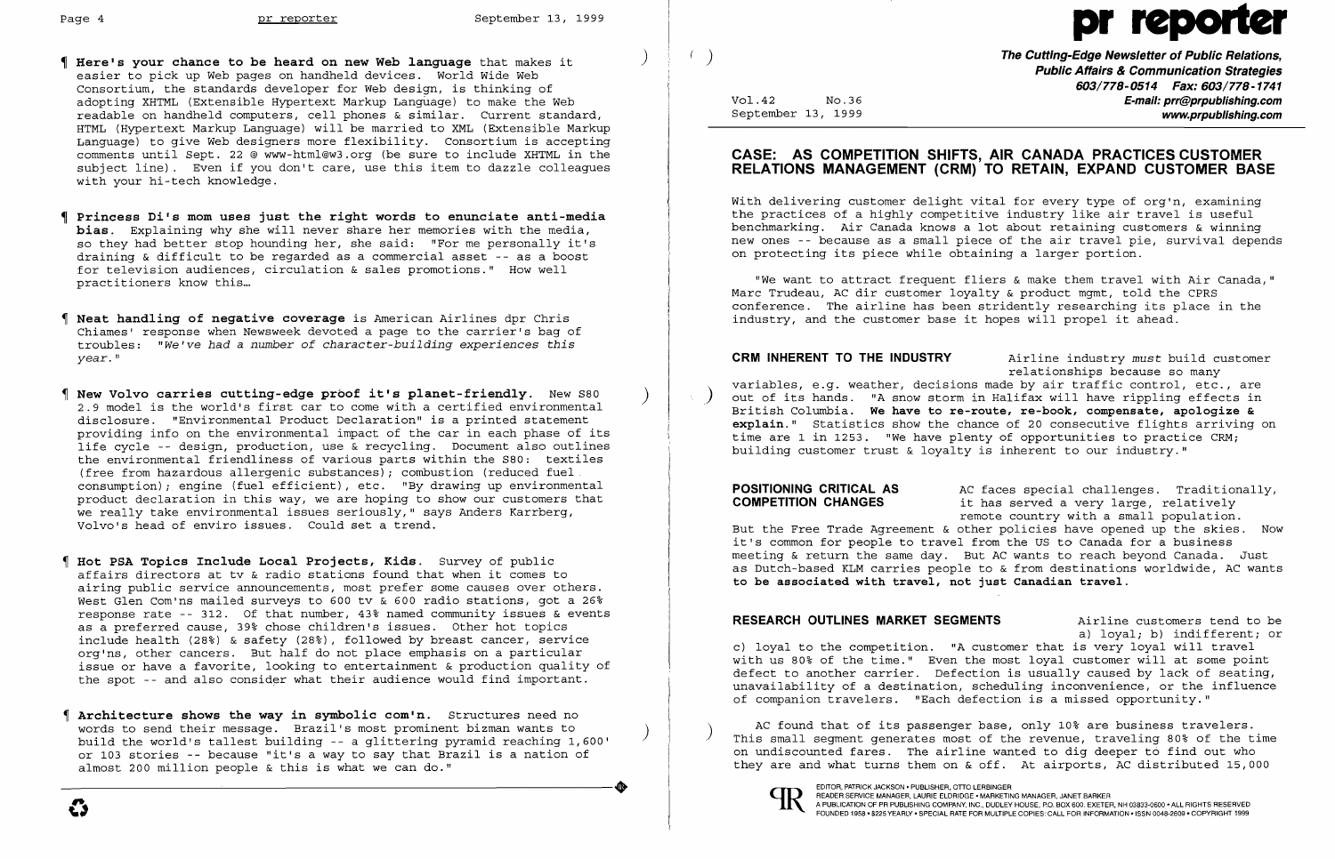¶ **Here's your chance to be heard on new Web language** that makes it easier to pick up Web pages on handheld devices. World Wide Web Consortium, the standards developer for Web design, is thinking of adopting XHTML (Extensible Hypertext Markup Language) to make the Web readable on handheld computers, cell phones & similar. Current standard, HTML (Hypertext Markup Language) will be married to XML (Extensible Markup Language) to give Web designers more flexibility. Consortium is accepting comments until Sept. 22 @ www-html@w3.org (be sure to include XHTML in the subject line). Even if you don't care, use this item to dazzle colleagues with your hi-tech knowledge.

¶ **Princess Di's mom uses just the right words to enunciate anti-media bias.** Explaining why she will never share her memories with the media, so they had better stop hounding her, she said: "For me personally it's draining & difficult to be regarded as a commercial asset -- as a boost for television audiences, circulation & sales promotions." How well practitioners know this…

¶ **Neat handling of negative coverage** is American Airlines dpr Chris Chiames' response when Newsweek devoted a page to the carrier's bag of troubles: *"We've had a number of character-building experiences this year."*

¶ **New Volvo carries cutting-edge proof it's planet-friendly.** New S80 2.9 model is the world's first car to come with a certified environmental disclosure. "Environmental Product Declaration" is a printed statement providing info on the environmental impact of the car in each phase of its life cycle -- design, production, use & recycling. Document also outlines the environmental friendliness of various parts within the S80: textiles (free from hazardous allergenic substances); combustion (reduced fuel consumption); engine (fuel efficient), etc. "By drawing up environmental product declaration in this way, we are hoping to show our customers that we really take environmental issues seriously," says Anders Karrberg, Volvo's head of enviro issues. Could set a trend.

¶ **Hot PSA Topics Include Local Projects, Kids.** Survey of public affairs directors at tv & radio stations found that when it comes to airing public service announcements, most prefer some causes over others. West Glen Com'ns mailed surveys to 600 tv & 600 radio stations, got a 26% response rate -- 312. Of that number, 43% named community issues & events as a preferred cause, 39% chose children's issues. Other hot topics include health (28%) & safety (28%), followed by breast cancer, service org'ns, other cancers. But half do not place emphasis on a particular issue or have a favorite, looking to entertainment & production quality of the spot -- and also consider what their audience would find important.

¶ **Architecture shows the way in symbolic com'n.** Structures need no words to send their message. Brazil's most prominent bizman wants to build the world's tallest building -- a glittering pyramid reaching 1,600' or 103 stories -- because "it's a way to say that Brazil is a nation of almost 200 million people & this is what we can do."

# pr reporter

**The Cutting-Edge Newsletter of Public Relations, Public Affairs & Communication Strategies**
603/778-0514 Fax: 603/778-1741
E-mail: prr@prpublishing.com
www.prpublishing.com

Vol.42 No.36
September 13, 1999

## CASE: AS COMPETITION SHIFTS, AIR CANADA PRACTICES CUSTOMER RELATIONS MANAGEMENT (CRM) TO RETAIN, EXPAND CUSTOMER BASE

With delivering customer delight vital for every type of org'n, examining the practices of a highly competitive industry like air travel is useful benchmarking. Air Canada knows a lot about retaining customers & winning new ones -- because as a small piece of the air travel pie, survival depends on protecting its piece while obtaining a larger portion.

"We want to attract frequent fliers & make them travel with Air Canada," Marc Trudeau, AC dir customer loyalty & product mgmt, told the CPRS conference. The airline has been stridently researching its place in the industry, and the customer base it hopes will propel it ahead.

**CRM INHERENT TO THE INDUSTRY** Airline industry *must* build customer relationships because so many variables, e.g. weather, decisions made by air traffic control, etc., are out of its hands. "A snow storm in Halifax will have rippling effects in British Columbia. **We have to re-route, re-book, compensate, apologize & explain.**" Statistics show the chance of 20 consecutive flights arriving on time are 1 in 1253. "We have plenty of opportunities to practice CRM; building customer trust & loyalty is inherent to our industry."

**POSITIONING CRITICAL AS COMPETITION CHANGES** AC faces special challenges. Traditionally, it has served a very large, relatively remote country with a small population. But the Free Trade Agreement & other policies have opened up the skies. Now it's common for people to travel from the US to Canada for a business meeting & return the same day. But AC wants to reach beyond Canada. Just as Dutch-based KLM carries people to & from destinations worldwide, AC wants **to be associated with travel, not just Canadian travel.**

**RESEARCH OUTLINES MARKET SEGMENTS** Airline customers tend to be a) loyal; b) indifferent; or c) loyal to the competition. "A customer that is very loyal will travel with us 80% of the time." Even the most loyal customer will at some point defect to another carrier. Defection is usually caused by lack of seating, unavailability of a destination, scheduling inconvenience, or the influence of companion travelers. "Each defection is a missed opportunity."

AC found that of its passenger base, only 10% are business travelers. This small segment generates most of the revenue, traveling 80% of the time on undiscounted fares. The airline wanted to dig deeper to find out who they are and what turns them on & off. At airports, AC distributed 15,000

EDITOR, PATRICK JACKSON • PUBLISHER, OTTO LERBINGER
READER SERVICE MANAGER, LAURIE ELDRIDGE • MARKETING MANAGER, JANET BARKER
A PUBLICATION OF PR PUBLISHING COMPANY, INC., DUDLEY HOUSE, P.O. BOX 600, EXETER, NH 03833-0600 • ALL RIGHTS RESERVED
FOUNDED 1958 • $225 YEARLY • SPECIAL RATE FOR MULTIPLE COPIES: CALL FOR INFORMATION • ISSN 0048-2609 • COPYRIGHT 1999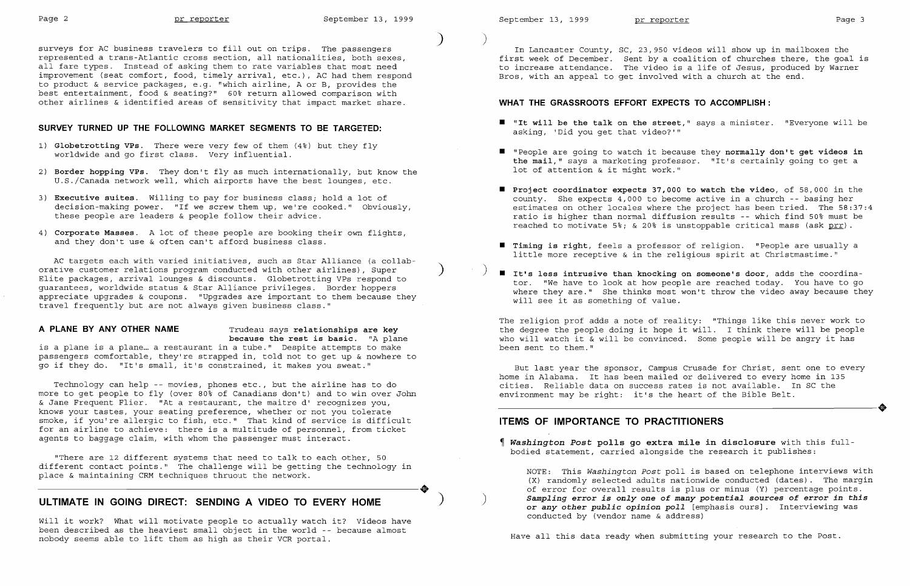surveys for AC business travelers to fill out on trips. The passengers represented a trans-Atlantic cross section, all nationalities, both sexes, all fare types. Instead of asking them to rate variables that most need improvement (seat comfort, food, timely arrival, etc.), AC had them respond to product & service packages, e.g. "which airline, A or B, provides the best entertainment, food & seating?" 60% return allowed comparison with other airlines & identified areas of sensitivity that impact market share.

### SURVEY TURNED UP THE FOLLOWING MARKET SEGMENTS TO BE TARGETED:

1) **Globetrotting VPs**. There were very few of them (4%) but they fly worldwide and go first class. Very influential.

2) **Border hopping VPs**. They don't fly as much internationally, but know the U.S./Canada network well, which airports have the best lounges, etc.

3) **Executive suites**. Willing to pay for business class; hold a lot of decision-making power. "If we screw them up, we're cooked." Obviously, these people are leaders & people follow their advice.

4) **Corporate Masses**. A lot of these people are booking their own flights, and they don't use & often can't afford business class.

AC targets each with varied initiatives, such as Star Alliance (a collaborative customer relations program conducted with other airlines), Super Elite packages, arrival lounges & discounts. Globetrotting VPs respond to guarantees, worldwide status & Star Alliance privileges. Border hoppers appreciate upgrades & coupons. "Upgrades are important to them because they travel frequently but are not always given business class."

**A PLANE BY ANY OTHER NAME** Trudeau says **relationships are key because the rest is basic.** "A plane is a plane… a restaurant in a tube." Despite attempts to make passengers comfortable, they're strapped in, told not to get up & nowhere to go if they do. "It's small, it's constrained, it makes you sweat."

Technology can help -- movies, phones etc., but the airline has to do more to get people to fly (over 80% of Canadians don't) and to win over John & Jane Frequent Flier. "At a restaurant, the maitre d' recognizes you, knows your tastes, your seating preference, whether or not you tolerate smoke, if you're allergic to fish, etc." That kind of service is difficult for an airline to achieve: there is a multitude of personnel, from ticket agents to baggage claim, with whom the passenger must interact.

"There are 12 different systems that need to talk to each other, 50 different contact points." The challenge will be getting the technology in place & maintaining CRM techniques thruout the network.

## ULTIMATE IN GOING DIRECT: SENDING A VIDEO TO EVERY HOME

Will it work? What will motivate people to actually watch it? Videos have been described as the heaviest small object in the world -- because almost nobody seems able to lift them as high as their VCR portal.

In Lancaster County, SC, 23,950 videos will show up in mailboxes the first week of December. Sent by a coalition of churches there, the goal is to increase attendance. The video is a life of Jesus, produced by Warner Bros, with an appeal to get involved with a church at the end.

### WHAT THE GRASSROOTS EFFORT EXPECTS TO ACCOMPLISH:

- **"It will be the talk on the street,"** says a minister. "Everyone will be asking, 'Did you get that video?'"

- "People are going to watch it because they **normally don't get videos in the mail**," says a marketing professor. "It's certainly going to get a lot of attention & it might work."

- **Project coordinator expects 37,000 to watch the video**, of 58,000 in the county. She expects 4,000 to become active in a church -- basing her estimates on other locales where the project has been tried. The 58:37:4 ratio is higher than normal diffusion results -- which find 50% must be reached to motivate 5%; & 20% is unstoppable critical mass (ask prr).

- **Timing is right**, feels a professor of religion. "People are usually a little more receptive & in the religious spirit at Christmastime."

- **It's less intrusive than knocking on someone's door**, adds the coordinator. "We have to look at how people are reached today. You have to go where they are." She thinks most won't throw the video away because they will see it as something of value.

The religion prof adds a note of reality: "Things like this never work to the degree the people doing it hope it will. I think there will be people who will watch it & will be convinced. Some people will be angry it has been sent to them."

But last year the sponsor, Campus Crusade for Christ, sent one to every home in Alabama. It has been mailed or delivered to every home in 135 cities. Reliable data on success rates is not available. In SC the environment may be right: it's the heart of the Bible Belt.

## ITEMS OF IMPORTANCE TO PRACTITIONERS

¶ ***Washington Post*** **polls go extra mile in disclosure** with this full-bodied statement, carried alongside the research it publishes:

> NOTE: This *Washington Post* poll is based on telephone interviews with (X) randomly selected adults nationwide conducted (dates). The margin of error for overall results is plus or minus (Y) percentage points. ***Sampling error is only one of many potential sources of error in this or any other public opinion poll*** [emphasis ours]. Interviewing was conducted by (vendor name & address)

Have all this data ready when submitting your research to the Post.